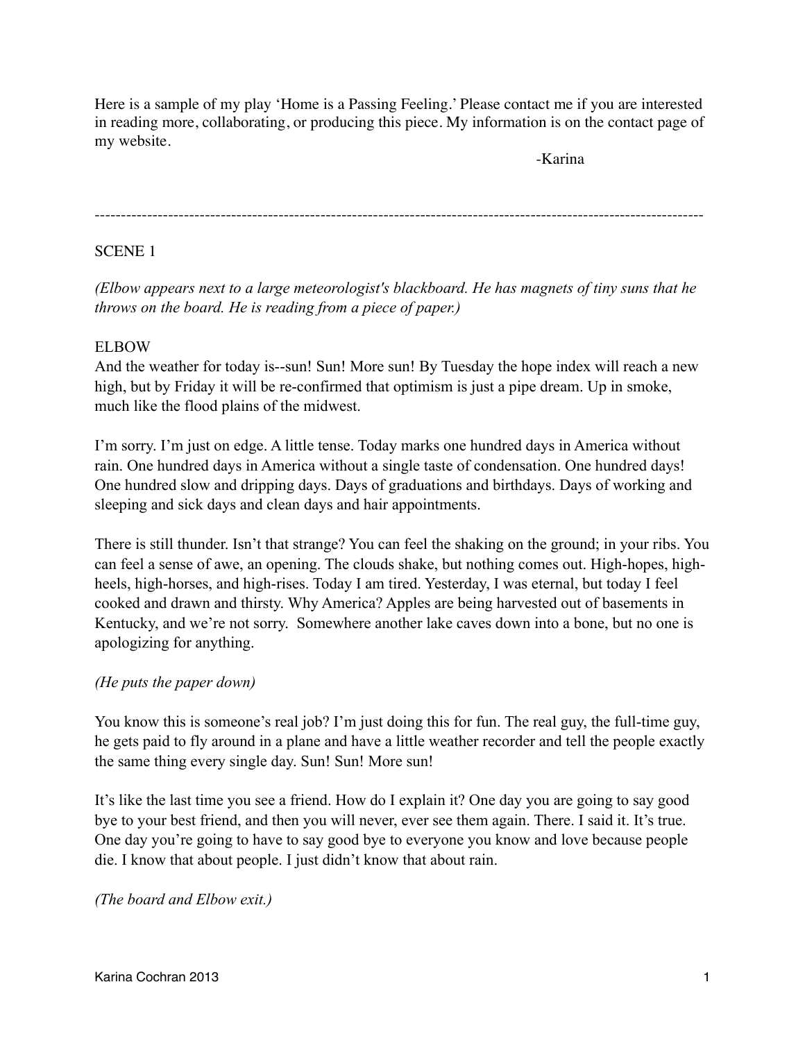Here is a sample of my play 'Home is a Passing Feeling.' Please contact me if you are interested in reading more, collaborating, or producing this piece. My information is on the contact page of my website.

-Karina

---

SCENE 1

*(Elbow appears next to a large meteorologist's blackboard. He has magnets of tiny suns that he throws on the board. He is reading from a piece of paper.)*

ELBOW

And the weather for today is--sun! Sun! More sun! By Tuesday the hope index will reach a new high, but by Friday it will be re-confirmed that optimism is just a pipe dream. Up in smoke, much like the flood plains of the midwest.

I'm sorry. I'm just on edge. A little tense. Today marks one hundred days in America without rain. One hundred days in America without a single taste of condensation. One hundred days! One hundred slow and dripping days. Days of graduations and birthdays. Days of working and sleeping and sick days and clean days and hair appointments.

There is still thunder. Isn't that strange? You can feel the shaking on the ground; in your ribs. You can feel a sense of awe, an opening. The clouds shake, but nothing comes out. High-hopes, high-heels, high-horses, and high-rises. Today I am tired. Yesterday, I was eternal, but today I feel cooked and drawn and thirsty. Why America? Apples are being harvested out of basements in Kentucky, and we're not sorry. Somewhere another lake caves down into a bone, but no one is apologizing for anything.

*(He puts the paper down)*

You know this is someone's real job? I'm just doing this for fun. The real guy, the full-time guy, he gets paid to fly around in a plane and have a little weather recorder and tell the people exactly the same thing every single day. Sun! Sun! More sun!

It's like the last time you see a friend. How do I explain it? One day you are going to say good bye to your best friend, and then you will never, ever see them again. There. I said it. It's true. One day you're going to have to say good bye to everyone you know and love because people die. I know that about people. I just didn't know that about rain.

*(The board and Elbow exit.)*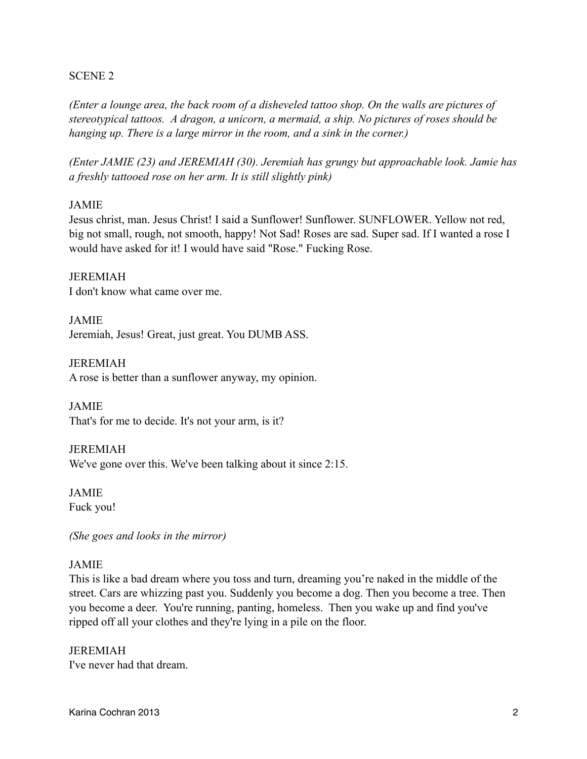SCENE 2

*(Enter a lounge area, the back room of a disheveled tattoo shop. On the walls are pictures of stereotypical tattoos. A dragon, a unicorn, a mermaid, a ship. No pictures of roses should be hanging up. There is a large mirror in the room, and a sink in the corner.)*

*(Enter JAMIE (23) and JEREMIAH (30). Jeremiah has grungy but approachable look. Jamie has a freshly tattooed rose on her arm. It is still slightly pink)*

JAMIE
Jesus christ, man. Jesus Christ! I said a Sunflower! Sunflower. SUNFLOWER. Yellow not red, big not small, rough, not smooth, happy! Not Sad! Roses are sad. Super sad. If I wanted a rose I would have asked for it! I would have said "Rose." Fucking Rose.

JEREMIAH
I don't know what came over me.

JAMIE
Jeremiah, Jesus! Great, just great. You DUMB ASS.

JEREMIAH
A rose is better than a sunflower anyway, my opinion.

JAMIE
That's for me to decide. It's not your arm, is it?

JEREMIAH
We've gone over this. We've been talking about it since 2:15.

JAMIE
Fuck you!

*(She goes and looks in the mirror)*

JAMIE
This is like a bad dream where you toss and turn, dreaming you're naked in the middle of the street. Cars are whizzing past you. Suddenly you become a dog. Then you become a tree. Then you become a deer. You're running, panting, homeless. Then you wake up and find you've ripped off all your clothes and they're lying in a pile on the floor.

JEREMIAH
I've never had that dream.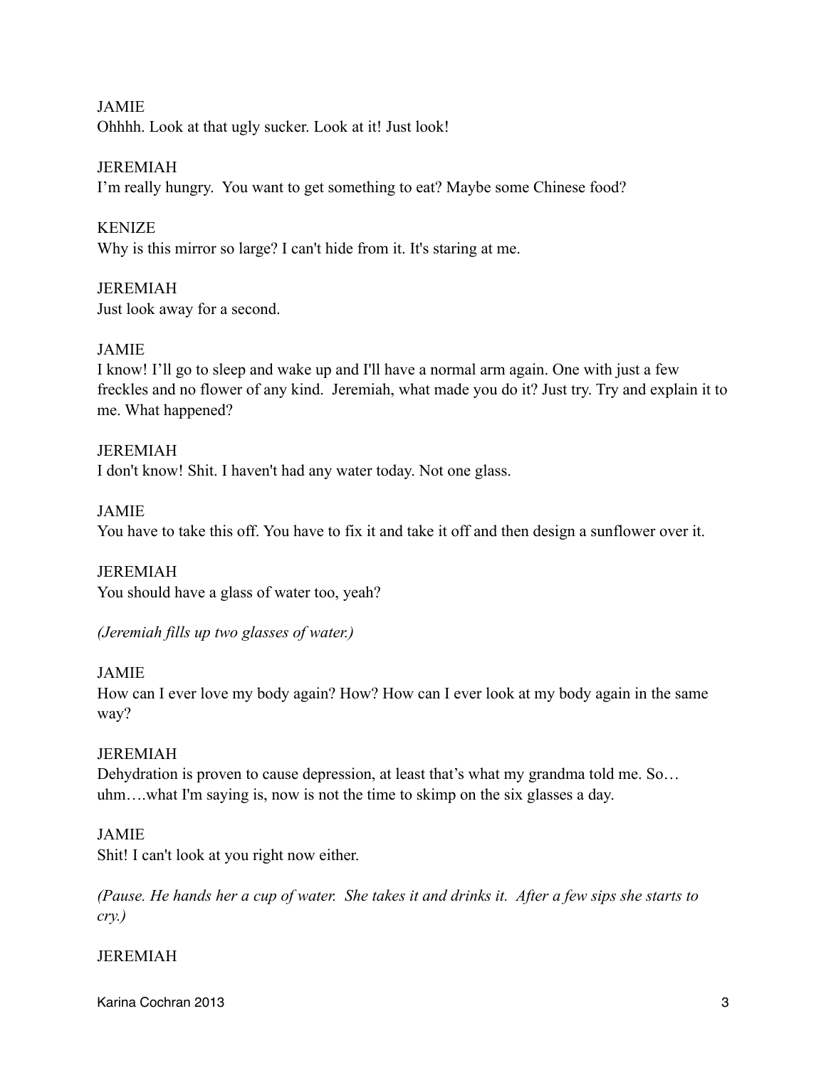JAMIE
Ohhhh. Look at that ugly sucker. Look at it! Just look!

JEREMIAH
I'm really hungry.  You want to get something to eat? Maybe some Chinese food?

KENIZE
Why is this mirror so large? I can't hide from it. It's staring at me.

JEREMIAH
Just look away for a second.

JAMIE
I know! I'll go to sleep and wake up and I'll have a normal arm again. One with just a few freckles and no flower of any kind.  Jeremiah, what made you do it? Just try. Try and explain it to me. What happened?

JEREMIAH
I don't know! Shit. I haven't had any water today. Not one glass.

JAMIE
You have to take this off. You have to fix it and take it off and then design a sunflower over it.

JEREMIAH
You should have a glass of water too, yeah?

*(Jeremiah fills up two glasses of water.)*

JAMIE
How can I ever love my body again? How? How can I ever look at my body again in the same way?

JEREMIAH
Dehydration is proven to cause depression, at least that's what my grandma told me. So… uhm….what I'm saying is, now is not the time to skimp on the six glasses a day.

JAMIE
Shit! I can't look at you right now either.

*(Pause. He hands her a cup of water.  She takes it and drinks it.  After a few sips she starts to cry.)*

JEREMIAH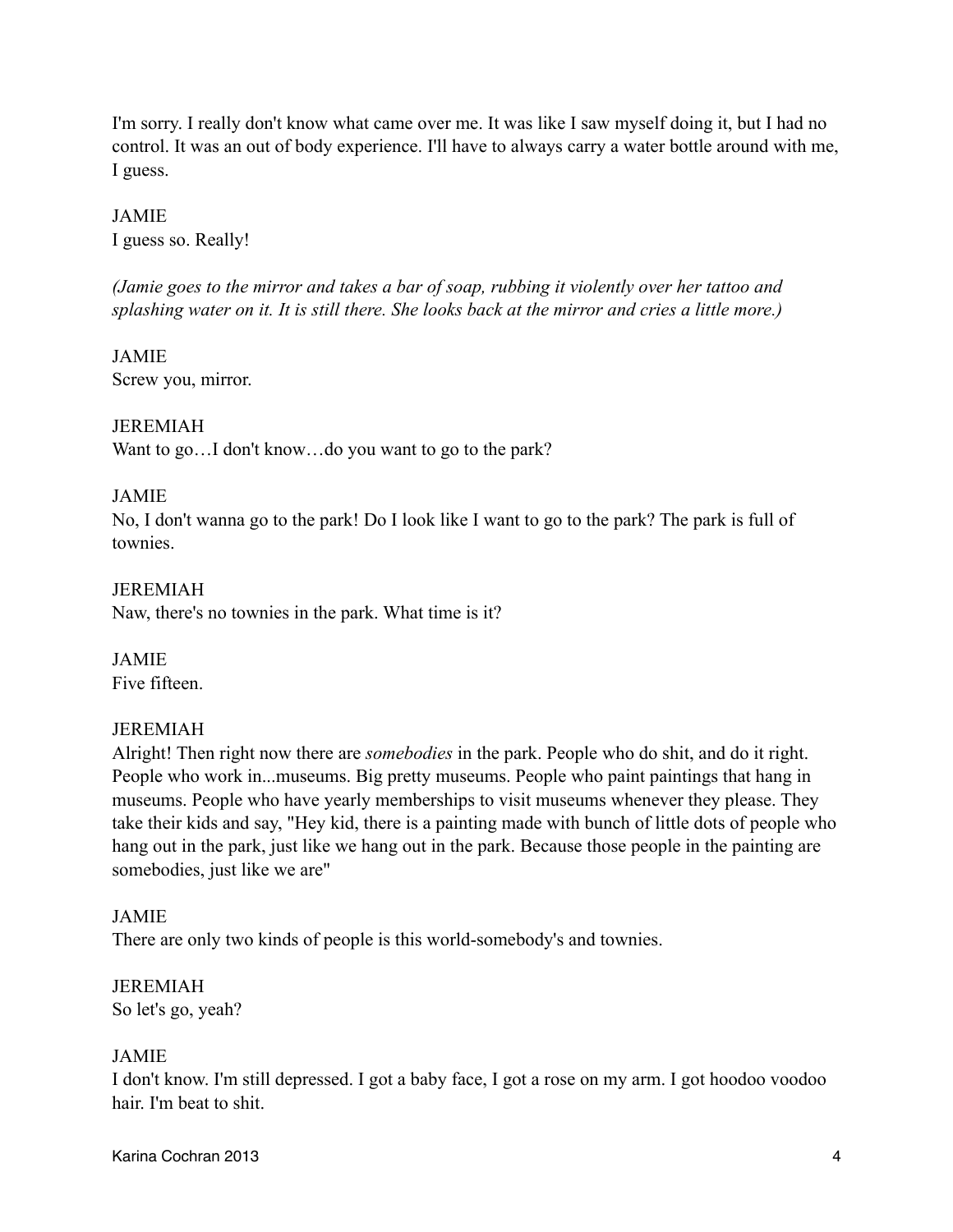I'm sorry. I really don't know what came over me. It was like I saw myself doing it, but I had no control. It was an out of body experience. I'll have to always carry a water bottle around with me, I guess.

JAMIE
I guess so. Really!

*(Jamie goes to the mirror and takes a bar of soap, rubbing it violently over her tattoo and splashing water on it. It is still there. She looks back at the mirror and cries a little more.)*

JAMIE
Screw you, mirror.

JEREMIAH
Want to go…I don't know…do you want to go to the park?

JAMIE
No, I don't wanna go to the park! Do I look like I want to go to the park? The park is full of townies.

JEREMIAH
Naw, there's no townies in the park. What time is it?

JAMIE
Five fifteen.

JEREMIAH
Alright! Then right now there are *somebodies* in the park. People who do shit, and do it right. People who work in...museums. Big pretty museums. People who paint paintings that hang in museums. People who have yearly memberships to visit museums whenever they please. They take their kids and say, "Hey kid, there is a painting made with bunch of little dots of people who hang out in the park, just like we hang out in the park. Because those people in the painting are somebodies, just like we are"

JAMIE
There are only two kinds of people is this world-somebody's and townies.

JEREMIAH
So let's go, yeah?

JAMIE
I don't know. I'm still depressed. I got a baby face, I got a rose on my arm. I got hoodoo voodoo hair. I'm beat to shit.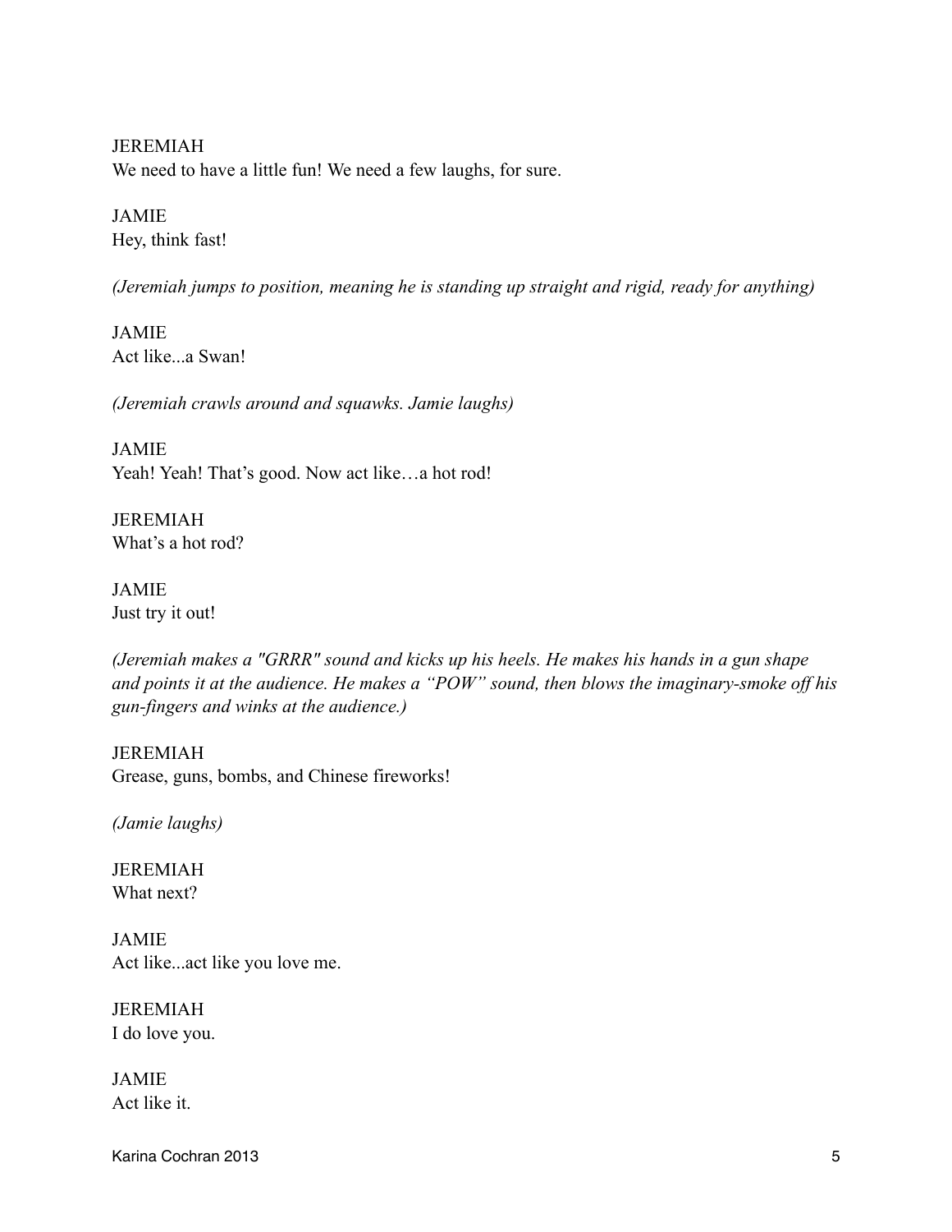JEREMIAH
We need to have a little fun! We need a few laughs, for sure.

JAMIE
Hey, think fast!

*(Jeremiah jumps to position, meaning he is standing up straight and rigid, ready for anything)*

JAMIE
Act like...a Swan!

*(Jeremiah crawls around and squawks. Jamie laughs)*

JAMIE
Yeah! Yeah! That's good. Now act like…a hot rod!

JEREMIAH
What's a hot rod?

JAMIE
Just try it out!

*(Jeremiah makes a "GRRR" sound and kicks up his heels. He makes his hands in a gun shape and points it at the audience. He makes a "POW" sound, then blows the imaginary-smoke off his gun-fingers and winks at the audience.)*

JEREMIAH
Grease, guns, bombs, and Chinese fireworks!

*(Jamie laughs)*

JEREMIAH
What next?

JAMIE
Act like...act like you love me.

JEREMIAH
I do love you.

JAMIE
Act like it.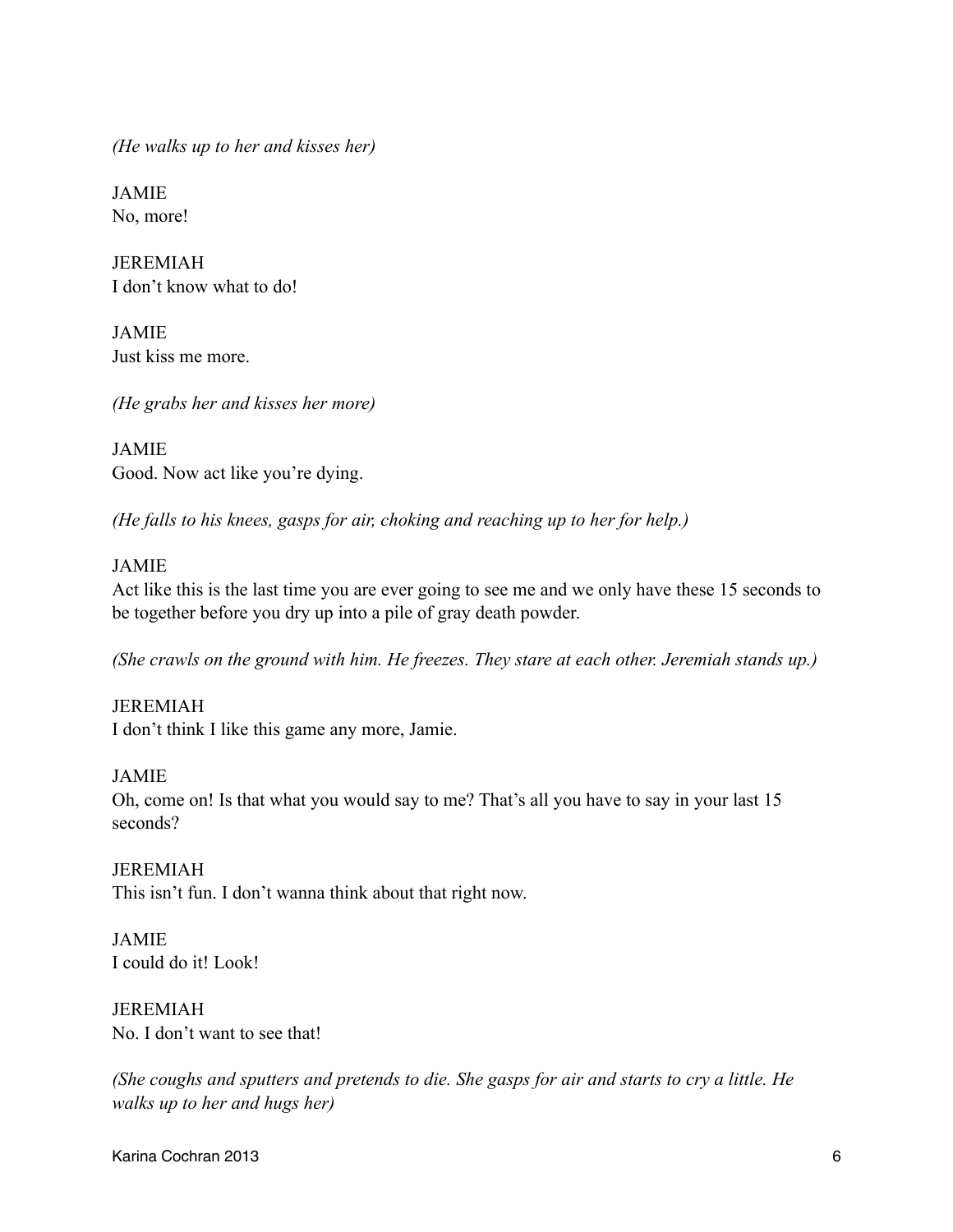*(He walks up to her and kisses her)*

JAMIE
No, more!

JEREMIAH
I don't know what to do!

JAMIE
Just kiss me more.

*(He grabs her and kisses her more)*

JAMIE
Good. Now act like you're dying.

*(He falls to his knees, gasps for air, choking and reaching up to her for help.)*

JAMIE
Act like this is the last time you are ever going to see me and we only have these 15 seconds to be together before you dry up into a pile of gray death powder.

*(She crawls on the ground with him. He freezes. They stare at each other. Jeremiah stands up.)*

JEREMIAH
I don't think I like this game any more, Jamie.

JAMIE
Oh, come on! Is that what you would say to me? That's all you have to say in your last 15 seconds?

JEREMIAH
This isn't fun. I don't wanna think about that right now.

JAMIE
I could do it! Look!

JEREMIAH
No. I don't want to see that!

*(She coughs and sputters and pretends to die. She gasps for air and starts to cry a little. He walks up to her and hugs her)*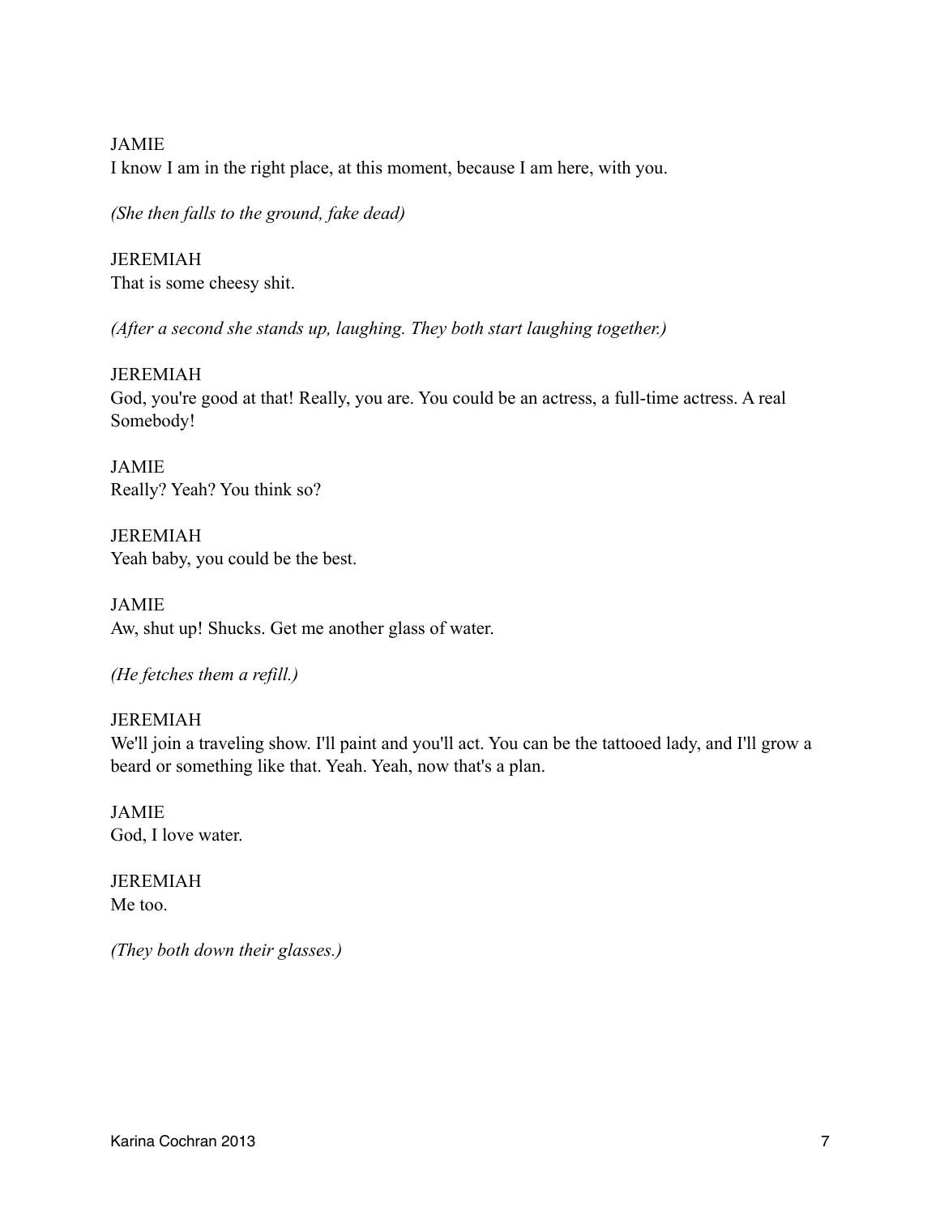JAMIE
I know I am in the right place, at this moment, because I am here, with you.

*(She then falls to the ground, fake dead)*

JEREMIAH
That is some cheesy shit.

*(After a second she stands up, laughing. They both start laughing together.)*

JEREMIAH
God, you're good at that! Really, you are. You could be an actress, a full-time actress. A real Somebody!

JAMIE
Really? Yeah? You think so?

JEREMIAH
Yeah baby, you could be the best.

JAMIE
Aw, shut up! Shucks. Get me another glass of water.

*(He fetches them a refill.)*

JEREMIAH
We'll join a traveling show. I'll paint and you'll act. You can be the tattooed lady, and I'll grow a beard or something like that. Yeah. Yeah, now that's a plan.

JAMIE
God, I love water.

JEREMIAH
Me too.

*(They both down their glasses.)*